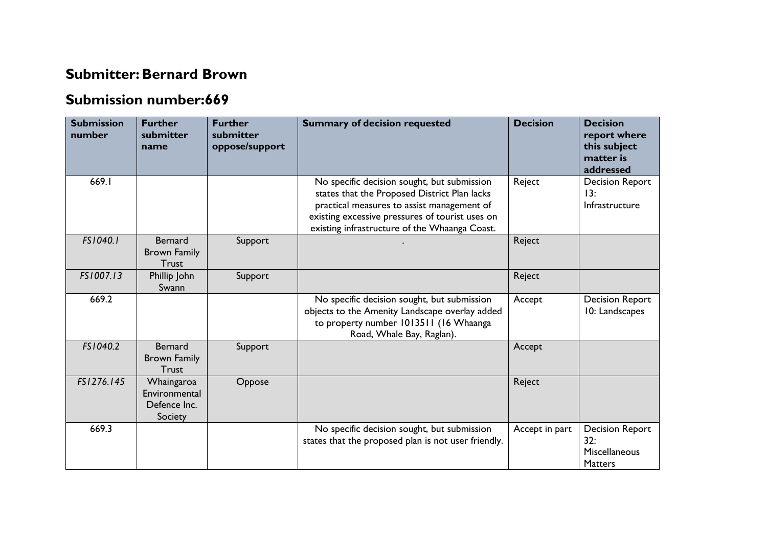## Submitter: Bernard Brown

## Submission number:669

| Submission number | Further submitter name | Further submitter oppose/support | Summary of decision requested | Decision | Decision report where this subject matter is addressed |
|---|---|---|---|---|---|
| 669.1 | | | No specific decision sought, but submission states that the Proposed District Plan lacks practical measures to assist management of existing excessive pressures of tourist uses on existing infrastructure of the Whaanga Coast. | Reject | Decision Report 13: Infrastructure |
| *FS1040.1* | Bernard Brown Family Trust | Support | . | Reject | |
| *FS1007.13* | Phillip John Swann | Support | | Reject | |
| 669.2 | | | No specific decision sought, but submission objects to the Amenity Landscape overlay added to property number 1013511 (16 Whaanga Road, Whale Bay, Raglan). | Accept | Decision Report 10: Landscapes |
| *FS1040.2* | Bernard Brown Family Trust | Support | | Accept | |
| *FS1276.145* | Whaingaroa Environmental Defence Inc. Society | Oppose | | Reject | |
| 669.3 | | | No specific decision sought, but submission states that the proposed plan is not user friendly. | Accept in part | Decision Report 32: Miscellaneous Matters |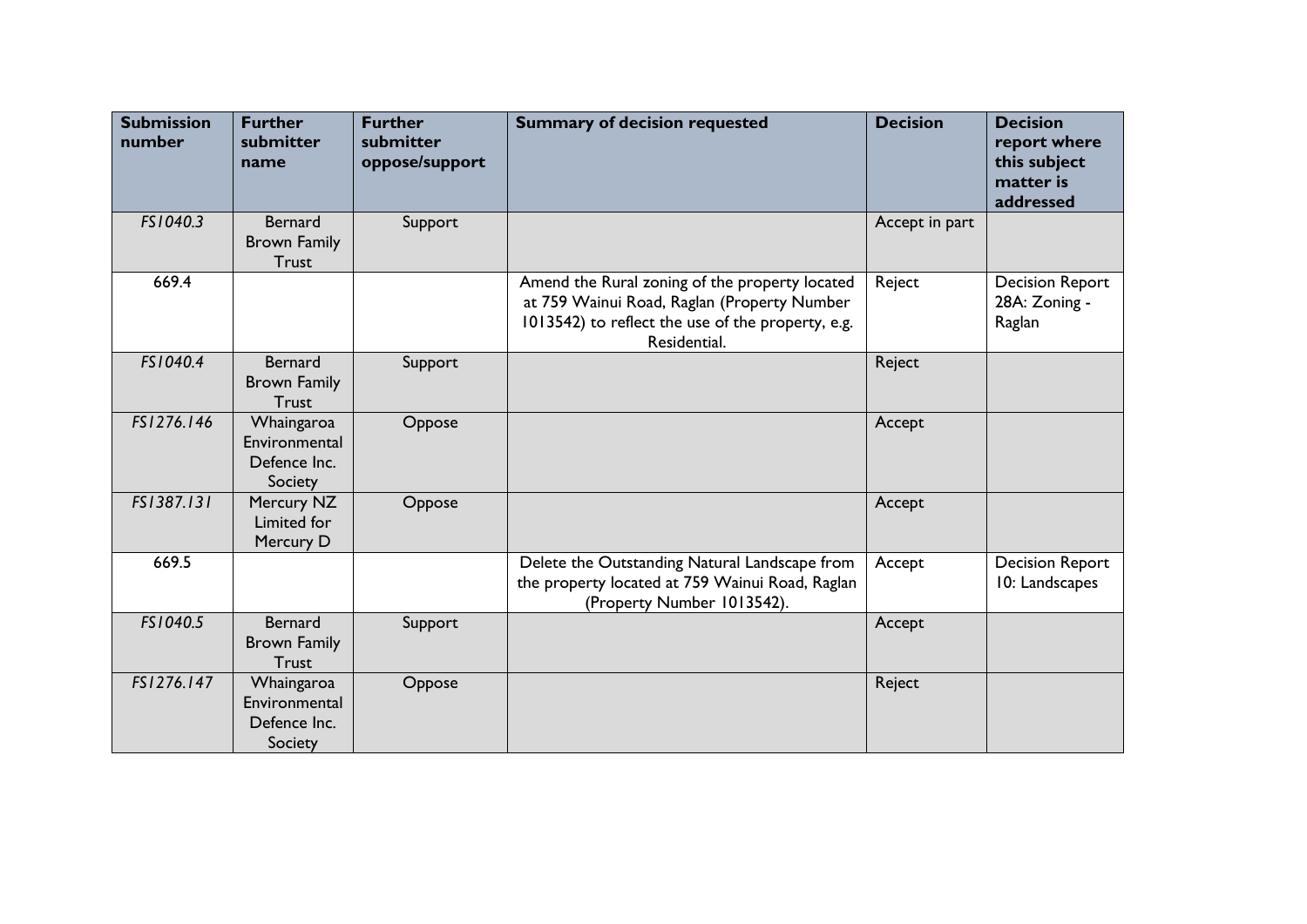| Submission number | Further submitter name | Further submitter oppose/support | Summary of decision requested | Decision | Decision report where this subject matter is addressed |
|---|---|---|---|---|---|
| *FS1040.3* | Bernard Brown Family Trust | Support | | Accept in part | |
| 669.4 | | | Amend the Rural zoning of the property located at 759 Wainui Road, Raglan (Property Number 1013542) to reflect the use of the property, e.g. Residential. | Reject | Decision Report 28A: Zoning - Raglan |
| *FS1040.4* | Bernard Brown Family Trust | Support | | Reject | |
| *FS1276.146* | Whaingaroa Environmental Defence Inc. Society | Oppose | | Accept | |
| *FS1387.131* | Mercury NZ Limited for Mercury D | Oppose | | Accept | |
| 669.5 | | | Delete the Outstanding Natural Landscape from the property located at 759 Wainui Road, Raglan (Property Number 1013542). | Accept | Decision Report 10: Landscapes |
| *FS1040.5* | Bernard Brown Family Trust | Support | | Accept | |
| *FS1276.147* | Whaingaroa Environmental Defence Inc. Society | Oppose | | Reject | |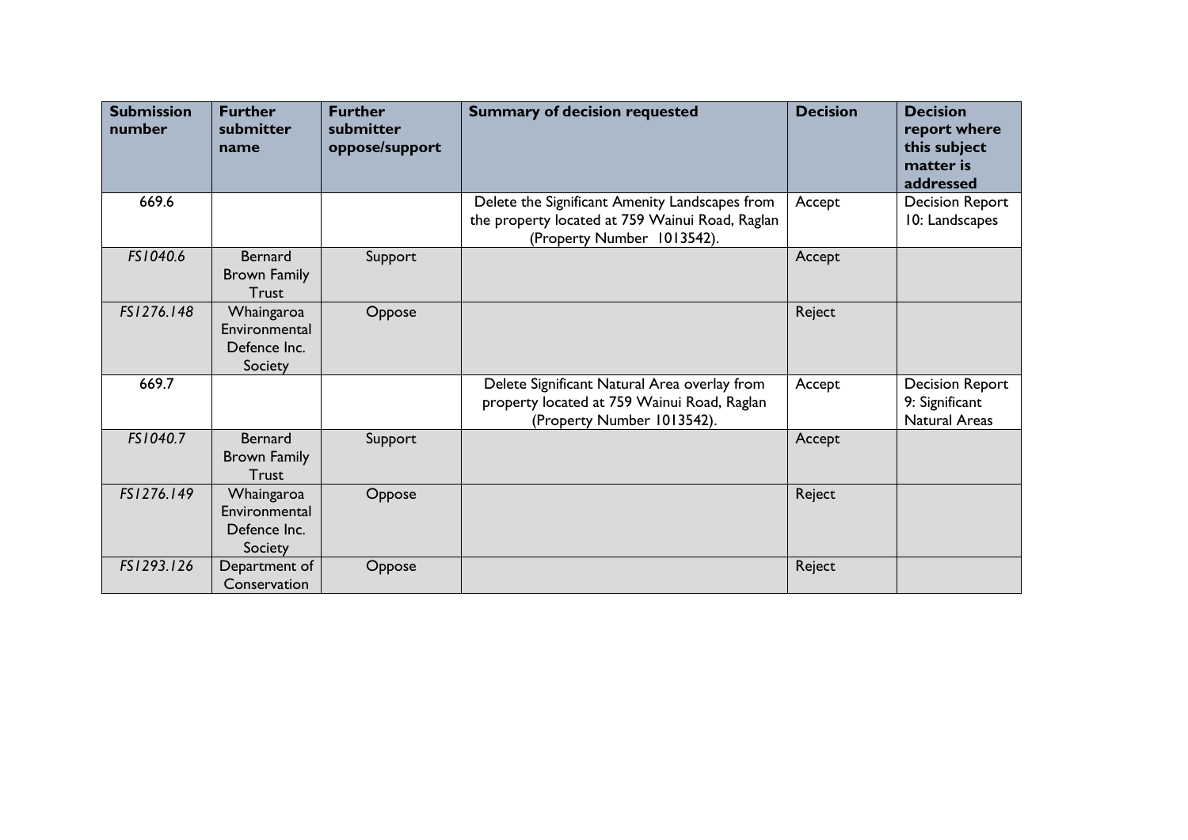| Submission number | Further submitter name | Further submitter oppose/support | Summary of decision requested | Decision | Decision report where this subject matter is addressed |
|---|---|---|---|---|---|
| 669.6 | | | Delete the Significant Amenity Landscapes from the property located at 759 Wainui Road, Raglan (Property Number 1013542). | Accept | Decision Report 10: Landscapes |
| *FS1040.6* | Bernard Brown Family Trust | Support | | Accept | |
| *FS1276.148* | Whaingaroa Environmental Defence Inc. Society | Oppose | | Reject | |
| 669.7 | | | Delete Significant Natural Area overlay from property located at 759 Wainui Road, Raglan (Property Number 1013542). | Accept | Decision Report 9: Significant Natural Areas |
| *FS1040.7* | Bernard Brown Family Trust | Support | | Accept | |
| *FS1276.149* | Whaingaroa Environmental Defence Inc. Society | Oppose | | Reject | |
| *FS1293.126* | Department of Conservation | Oppose | | Reject | |